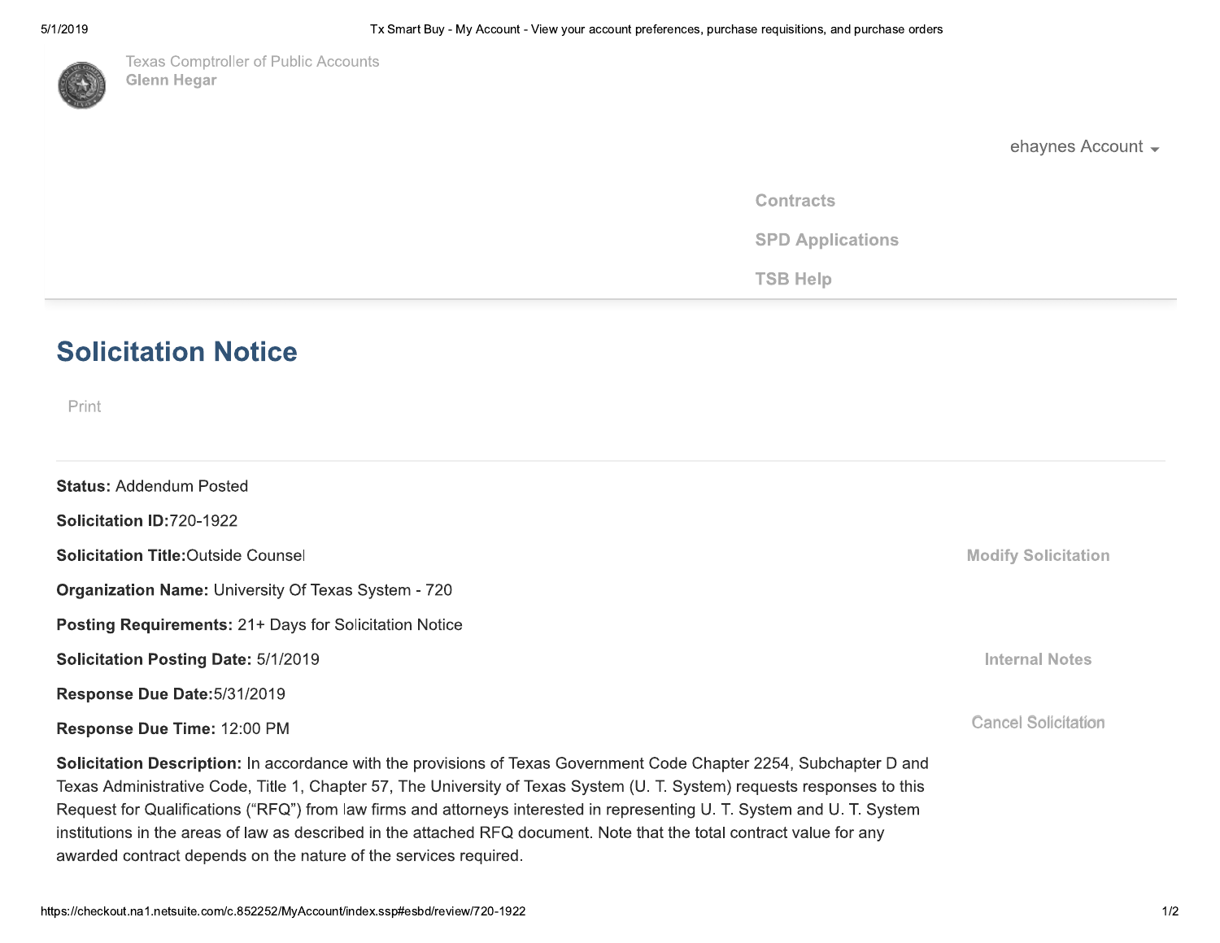Texas Comptroller of Public Accounts
**Glenn Hegar**

ehaynes Account

Contracts

SPD Applications

TSB Help

# Solicitation Notice

Print

**Status:** Addendum Posted

**Solicitation ID:**720-1922

**Solicitation Title:**Outside Counsel

Modify Solicitation

**Organization Name:** University Of Texas System - 720

**Posting Requirements:** 21+ Days for Solicitation Notice

**Solicitation Posting Date:** 5/1/2019

Internal Notes

**Response Due Date:**5/31/2019

**Response Due Time:** 12:00 PM

Cancel Solicitation

**Solicitation Description:** In accordance with the provisions of Texas Government Code Chapter 2254, Subchapter D and Texas Administrative Code, Title 1, Chapter 57, The University of Texas System (U. T. System) requests responses to this Request for Qualifications ("RFQ") from law firms and attorneys interested in representing U. T. System and U. T. System institutions in the areas of law as described in the attached RFQ document. Note that the total contract value for any awarded contract depends on the nature of the services required.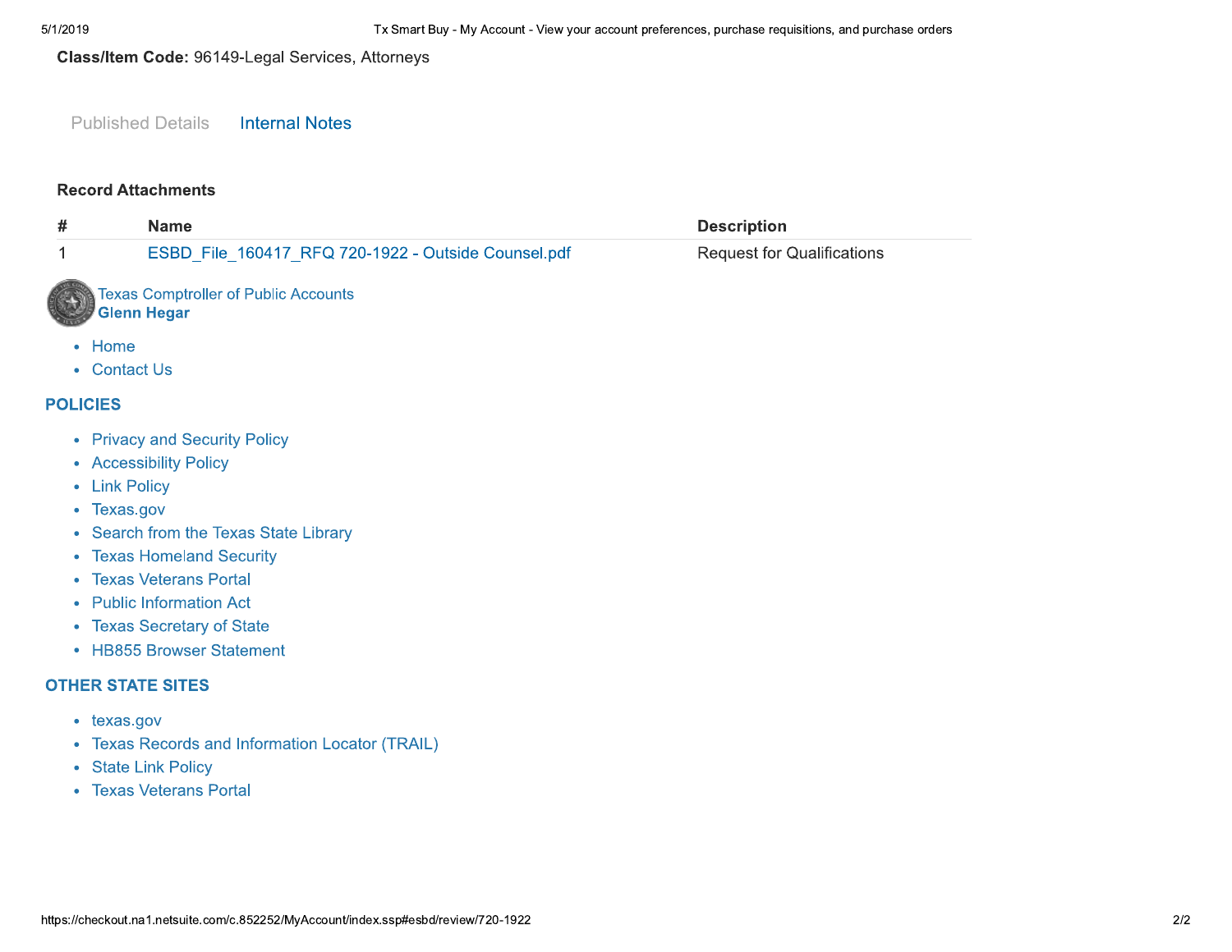**Class/Item Code:** 96149-Legal Services, Attorneys

Published Details    Internal Notes

**Record Attachments**

| # | Name | Description |
|---|---|---|
| 1 | ESBD_File_160417_RFQ 720-1922 - Outside Counsel.pdf | Request for Qualifications |

Texas Comptroller of Public Accounts
**Glenn Hegar**

- Home
- Contact Us

## POLICIES

- Privacy and Security Policy
- Accessibility Policy
- Link Policy
- Texas.gov
- Search from the Texas State Library
- Texas Homeland Security
- Texas Veterans Portal
- Public Information Act
- Texas Secretary of State
- HB855 Browser Statement

## OTHER STATE SITES

- texas.gov
- Texas Records and Information Locator (TRAIL)
- State Link Policy
- Texas Veterans Portal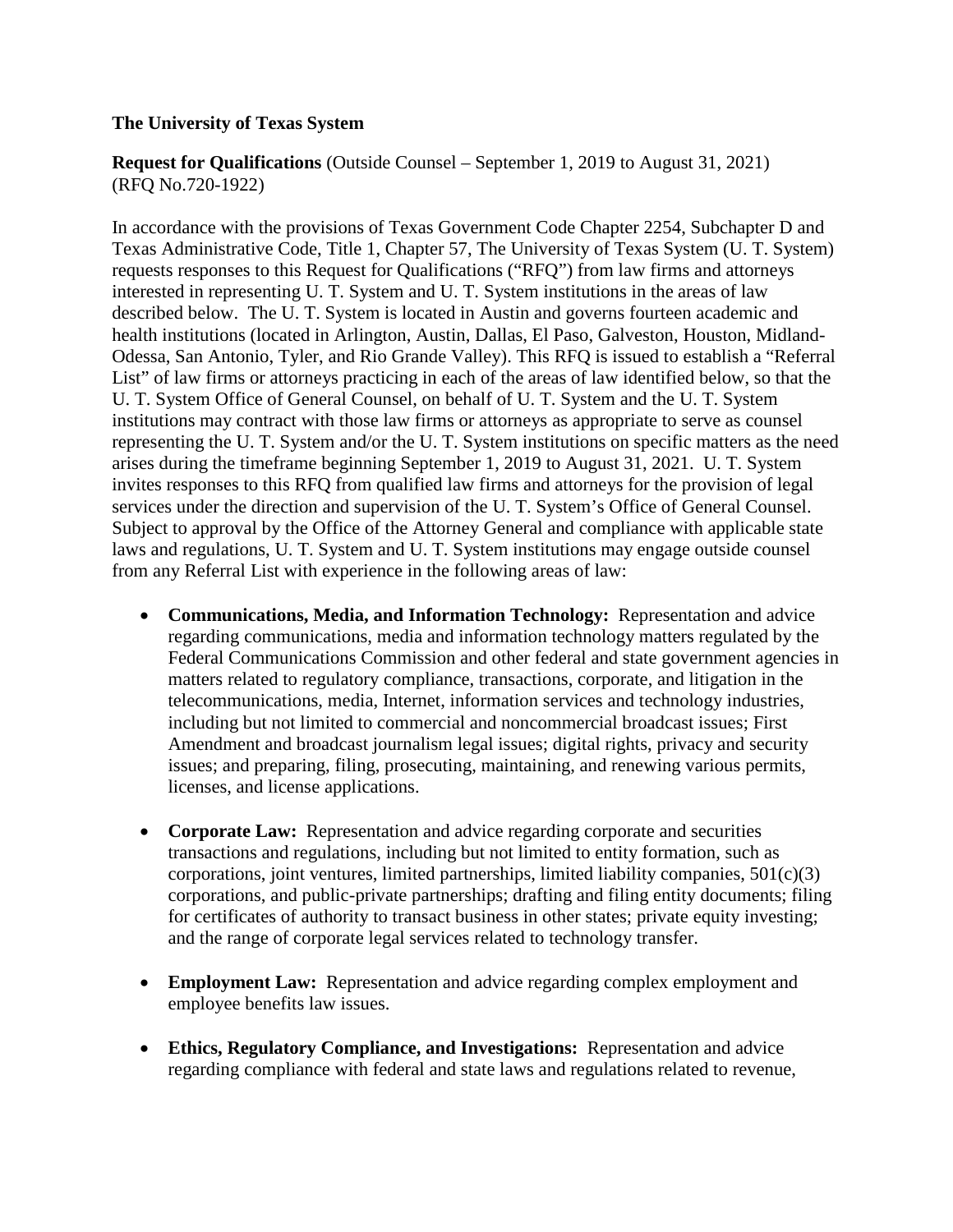**The University of Texas System**

**Request for Qualifications** (Outside Counsel – September 1, 2019 to August 31, 2021) (RFQ No.720-1922)

In accordance with the provisions of Texas Government Code Chapter 2254, Subchapter D and Texas Administrative Code, Title 1, Chapter 57, The University of Texas System (U. T. System) requests responses to this Request for Qualifications ("RFQ") from law firms and attorneys interested in representing U. T. System and U. T. System institutions in the areas of law described below. The U. T. System is located in Austin and governs fourteen academic and health institutions (located in Arlington, Austin, Dallas, El Paso, Galveston, Houston, Midland-Odessa, San Antonio, Tyler, and Rio Grande Valley). This RFQ is issued to establish a "Referral List" of law firms or attorneys practicing in each of the areas of law identified below, so that the U. T. System Office of General Counsel, on behalf of U. T. System and the U. T. System institutions may contract with those law firms or attorneys as appropriate to serve as counsel representing the U. T. System and/or the U. T. System institutions on specific matters as the need arises during the timeframe beginning September 1, 2019 to August 31, 2021. U. T. System invites responses to this RFQ from qualified law firms and attorneys for the provision of legal services under the direction and supervision of the U. T. System's Office of General Counsel. Subject to approval by the Office of the Attorney General and compliance with applicable state laws and regulations, U. T. System and U. T. System institutions may engage outside counsel from any Referral List with experience in the following areas of law:

- **Communications, Media, and Information Technology:** Representation and advice regarding communications, media and information technology matters regulated by the Federal Communications Commission and other federal and state government agencies in matters related to regulatory compliance, transactions, corporate, and litigation in the telecommunications, media, Internet, information services and technology industries, including but not limited to commercial and noncommercial broadcast issues; First Amendment and broadcast journalism legal issues; digital rights, privacy and security issues; and preparing, filing, prosecuting, maintaining, and renewing various permits, licenses, and license applications.

- **Corporate Law:** Representation and advice regarding corporate and securities transactions and regulations, including but not limited to entity formation, such as corporations, joint ventures, limited partnerships, limited liability companies, 501(c)(3) corporations, and public-private partnerships; drafting and filing entity documents; filing for certificates of authority to transact business in other states; private equity investing; and the range of corporate legal services related to technology transfer.

- **Employment Law:** Representation and advice regarding complex employment and employee benefits law issues.

- **Ethics, Regulatory Compliance, and Investigations:** Representation and advice regarding compliance with federal and state laws and regulations related to revenue,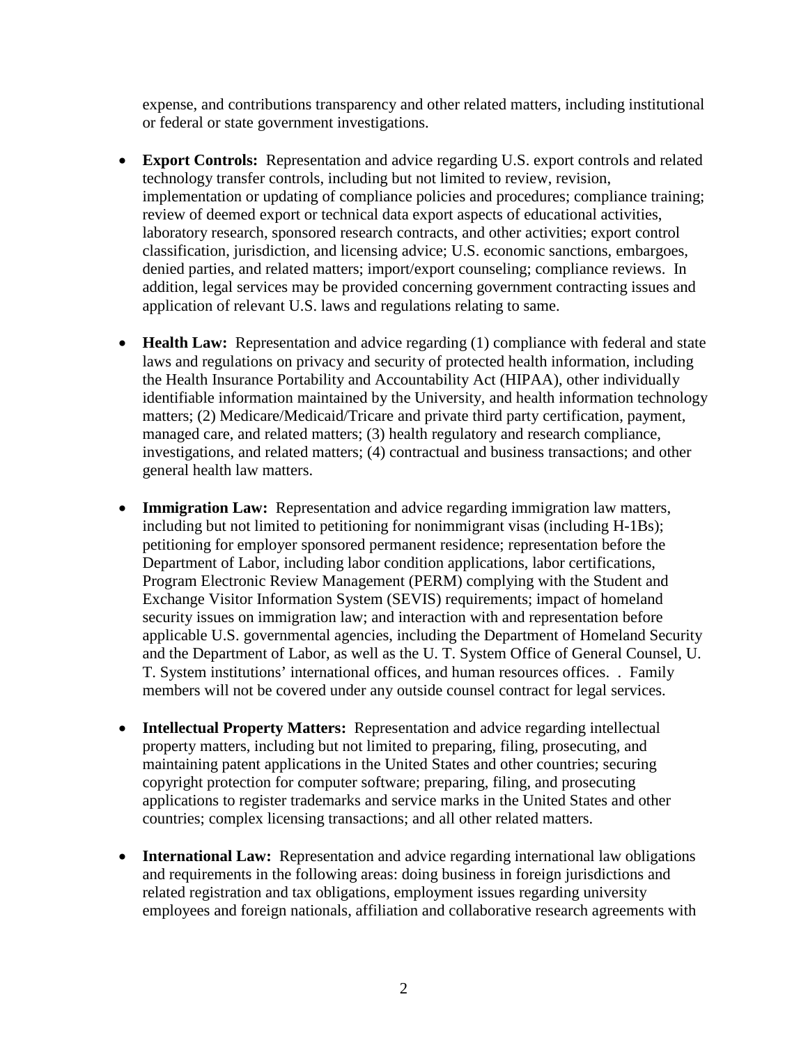expense, and contributions transparency and other related matters, including institutional or federal or state government investigations.

- **Export Controls:** Representation and advice regarding U.S. export controls and related technology transfer controls, including but not limited to review, revision, implementation or updating of compliance policies and procedures; compliance training; review of deemed export or technical data export aspects of educational activities, laboratory research, sponsored research contracts, and other activities; export control classification, jurisdiction, and licensing advice; U.S. economic sanctions, embargoes, denied parties, and related matters; import/export counseling; compliance reviews. In addition, legal services may be provided concerning government contracting issues and application of relevant U.S. laws and regulations relating to same.

- **Health Law:** Representation and advice regarding (1) compliance with federal and state laws and regulations on privacy and security of protected health information, including the Health Insurance Portability and Accountability Act (HIPAA), other individually identifiable information maintained by the University, and health information technology matters; (2) Medicare/Medicaid/Tricare and private third party certification, payment, managed care, and related matters; (3) health regulatory and research compliance, investigations, and related matters; (4) contractual and business transactions; and other general health law matters.

- **Immigration Law:** Representation and advice regarding immigration law matters, including but not limited to petitioning for nonimmigrant visas (including H-1Bs); petitioning for employer sponsored permanent residence; representation before the Department of Labor, including labor condition applications, labor certifications, Program Electronic Review Management (PERM) complying with the Student and Exchange Visitor Information System (SEVIS) requirements; impact of homeland security issues on immigration law; and interaction with and representation before applicable U.S. governmental agencies, including the Department of Homeland Security and the Department of Labor, as well as the U. T. System Office of General Counsel, U. T. System institutions' international offices, and human resources offices. . Family members will not be covered under any outside counsel contract for legal services.

- **Intellectual Property Matters:** Representation and advice regarding intellectual property matters, including but not limited to preparing, filing, prosecuting, and maintaining patent applications in the United States and other countries; securing copyright protection for computer software; preparing, filing, and prosecuting applications to register trademarks and service marks in the United States and other countries; complex licensing transactions; and all other related matters.

- **International Law:** Representation and advice regarding international law obligations and requirements in the following areas: doing business in foreign jurisdictions and related registration and tax obligations, employment issues regarding university employees and foreign nationals, affiliation and collaborative research agreements with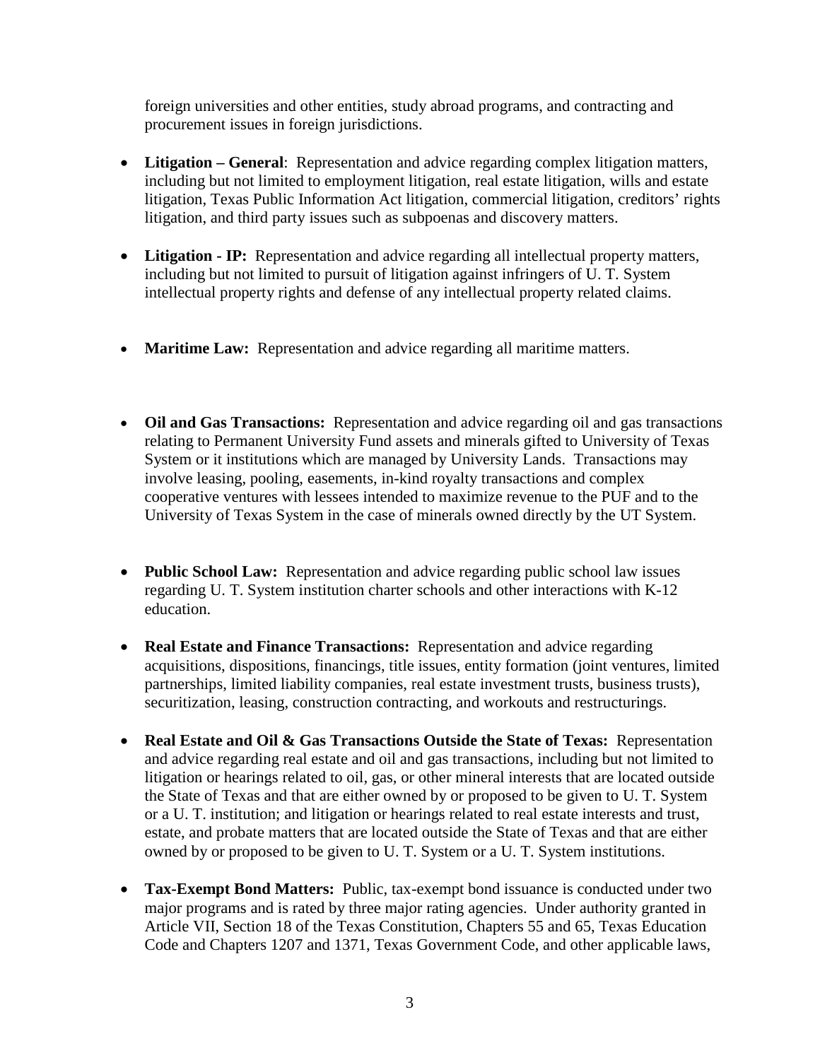foreign universities and other entities, study abroad programs, and contracting and procurement issues in foreign jurisdictions.

- **Litigation – General**: Representation and advice regarding complex litigation matters, including but not limited to employment litigation, real estate litigation, wills and estate litigation, Texas Public Information Act litigation, commercial litigation, creditors' rights litigation, and third party issues such as subpoenas and discovery matters.

- **Litigation - IP:** Representation and advice regarding all intellectual property matters, including but not limited to pursuit of litigation against infringers of U. T. System intellectual property rights and defense of any intellectual property related claims.

- **Maritime Law:** Representation and advice regarding all maritime matters.

- **Oil and Gas Transactions:** Representation and advice regarding oil and gas transactions relating to Permanent University Fund assets and minerals gifted to University of Texas System or it institutions which are managed by University Lands. Transactions may involve leasing, pooling, easements, in-kind royalty transactions and complex cooperative ventures with lessees intended to maximize revenue to the PUF and to the University of Texas System in the case of minerals owned directly by the UT System.

- **Public School Law:** Representation and advice regarding public school law issues regarding U. T. System institution charter schools and other interactions with K-12 education.

- **Real Estate and Finance Transactions:** Representation and advice regarding acquisitions, dispositions, financings, title issues, entity formation (joint ventures, limited partnerships, limited liability companies, real estate investment trusts, business trusts), securitization, leasing, construction contracting, and workouts and restructurings.

- **Real Estate and Oil & Gas Transactions Outside the State of Texas:** Representation and advice regarding real estate and oil and gas transactions, including but not limited to litigation or hearings related to oil, gas, or other mineral interests that are located outside the State of Texas and that are either owned by or proposed to be given to U. T. System or a U. T. institution; and litigation or hearings related to real estate interests and trust, estate, and probate matters that are located outside the State of Texas and that are either owned by or proposed to be given to U. T. System or a U. T. System institutions.

- **Tax-Exempt Bond Matters:** Public, tax-exempt bond issuance is conducted under two major programs and is rated by three major rating agencies. Under authority granted in Article VII, Section 18 of the Texas Constitution, Chapters 55 and 65, Texas Education Code and Chapters 1207 and 1371, Texas Government Code, and other applicable laws,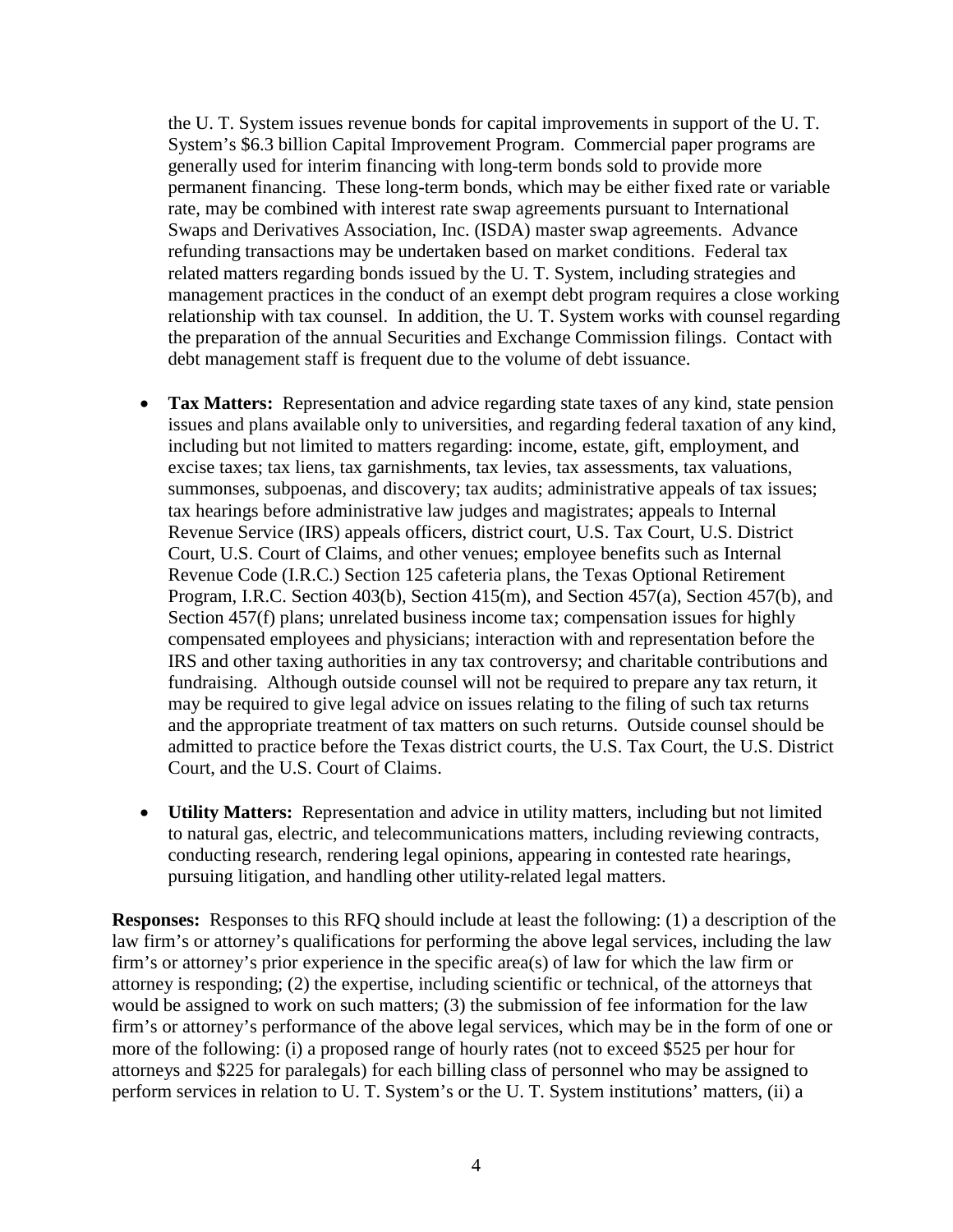the U. T. System issues revenue bonds for capital improvements in support of the U. T. System's $6.3 billion Capital Improvement Program. Commercial paper programs are generally used for interim financing with long-term bonds sold to provide more permanent financing. These long-term bonds, which may be either fixed rate or variable rate, may be combined with interest rate swap agreements pursuant to International Swaps and Derivatives Association, Inc. (ISDA) master swap agreements. Advance refunding transactions may be undertaken based on market conditions. Federal tax related matters regarding bonds issued by the U. T. System, including strategies and management practices in the conduct of an exempt debt program requires a close working relationship with tax counsel. In addition, the U. T. System works with counsel regarding the preparation of the annual Securities and Exchange Commission filings. Contact with debt management staff is frequent due to the volume of debt issuance.

- **Tax Matters:** Representation and advice regarding state taxes of any kind, state pension issues and plans available only to universities, and regarding federal taxation of any kind, including but not limited to matters regarding: income, estate, gift, employment, and excise taxes; tax liens, tax garnishments, tax levies, tax assessments, tax valuations, summonses, subpoenas, and discovery; tax audits; administrative appeals of tax issues; tax hearings before administrative law judges and magistrates; appeals to Internal Revenue Service (IRS) appeals officers, district court, U.S. Tax Court, U.S. District Court, U.S. Court of Claims, and other venues; employee benefits such as Internal Revenue Code (I.R.C.) Section 125 cafeteria plans, the Texas Optional Retirement Program, I.R.C. Section 403(b), Section 415(m), and Section 457(a), Section 457(b), and Section 457(f) plans; unrelated business income tax; compensation issues for highly compensated employees and physicians; interaction with and representation before the IRS and other taxing authorities in any tax controversy; and charitable contributions and fundraising. Although outside counsel will not be required to prepare any tax return, it may be required to give legal advice on issues relating to the filing of such tax returns and the appropriate treatment of tax matters on such returns. Outside counsel should be admitted to practice before the Texas district courts, the U.S. Tax Court, the U.S. District Court, and the U.S. Court of Claims.

- **Utility Matters:** Representation and advice in utility matters, including but not limited to natural gas, electric, and telecommunications matters, including reviewing contracts, conducting research, rendering legal opinions, appearing in contested rate hearings, pursuing litigation, and handling other utility-related legal matters.

**Responses:** Responses to this RFQ should include at least the following: (1) a description of the law firm's or attorney's qualifications for performing the above legal services, including the law firm's or attorney's prior experience in the specific area(s) of law for which the law firm or attorney is responding; (2) the expertise, including scientific or technical, of the attorneys that would be assigned to work on such matters; (3) the submission of fee information for the law firm's or attorney's performance of the above legal services, which may be in the form of one or more of the following: (i) a proposed range of hourly rates (not to exceed $525 per hour for attorneys and $225 for paralegals) for each billing class of personnel who may be assigned to perform services in relation to U. T. System's or the U. T. System institutions' matters, (ii) a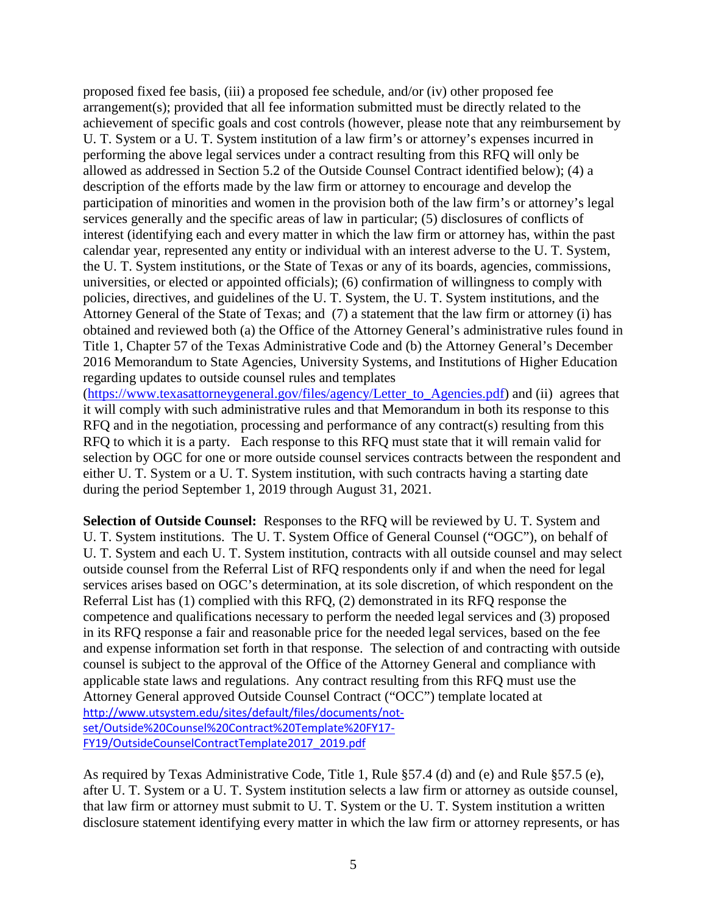proposed fixed fee basis, (iii) a proposed fee schedule, and/or (iv) other proposed fee arrangement(s); provided that all fee information submitted must be directly related to the achievement of specific goals and cost controls (however, please note that any reimbursement by U. T. System or a U. T. System institution of a law firm's or attorney's expenses incurred in performing the above legal services under a contract resulting from this RFQ will only be allowed as addressed in Section 5.2 of the Outside Counsel Contract identified below); (4) a description of the efforts made by the law firm or attorney to encourage and develop the participation of minorities and women in the provision both of the law firm's or attorney's legal services generally and the specific areas of law in particular; (5) disclosures of conflicts of interest (identifying each and every matter in which the law firm or attorney has, within the past calendar year, represented any entity or individual with an interest adverse to the U. T. System, the U. T. System institutions, or the State of Texas or any of its boards, agencies, commissions, universities, or elected or appointed officials); (6) confirmation of willingness to comply with policies, directives, and guidelines of the U. T. System, the U. T. System institutions, and the Attorney General of the State of Texas; and (7) a statement that the law firm or attorney (i) has obtained and reviewed both (a) the Office of the Attorney General's administrative rules found in Title 1, Chapter 57 of the Texas Administrative Code and (b) the Attorney General's December 2016 Memorandum to State Agencies, University Systems, and Institutions of Higher Education regarding updates to outside counsel rules and templates (https://www.texasattorneygeneral.gov/files/agency/Letter_to_Agencies.pdf) and (ii) agrees that it will comply with such administrative rules and that Memorandum in both its response to this RFQ and in the negotiation, processing and performance of any contract(s) resulting from this RFQ to which it is a party. Each response to this RFQ must state that it will remain valid for selection by OGC for one or more outside counsel services contracts between the respondent and either U. T. System or a U. T. System institution, with such contracts having a starting date during the period September 1, 2019 through August 31, 2021.

**Selection of Outside Counsel:** Responses to the RFQ will be reviewed by U. T. System and U. T. System institutions. The U. T. System Office of General Counsel ("OGC"), on behalf of U. T. System and each U. T. System institution, contracts with all outside counsel and may select outside counsel from the Referral List of RFQ respondents only if and when the need for legal services arises based on OGC's determination, at its sole discretion, of which respondent on the Referral List has (1) complied with this RFQ, (2) demonstrated in its RFQ response the competence and qualifications necessary to perform the needed legal services and (3) proposed in its RFQ response a fair and reasonable price for the needed legal services, based on the fee and expense information set forth in that response. The selection of and contracting with outside counsel is subject to the approval of the Office of the Attorney General and compliance with applicable state laws and regulations. Any contract resulting from this RFQ must use the Attorney General approved Outside Counsel Contract ("OCC") template located at http://www.utsystem.edu/sites/default/files/documents/not-set/Outside%20Counsel%20Contract%20Template%20FY17-FY19/OutsideCounselContractTemplate2017_2019.pdf

As required by Texas Administrative Code, Title 1, Rule §57.4 (d) and (e) and Rule §57.5 (e), after U. T. System or a U. T. System institution selects a law firm or attorney as outside counsel, that law firm or attorney must submit to U. T. System or the U. T. System institution a written disclosure statement identifying every matter in which the law firm or attorney represents, or has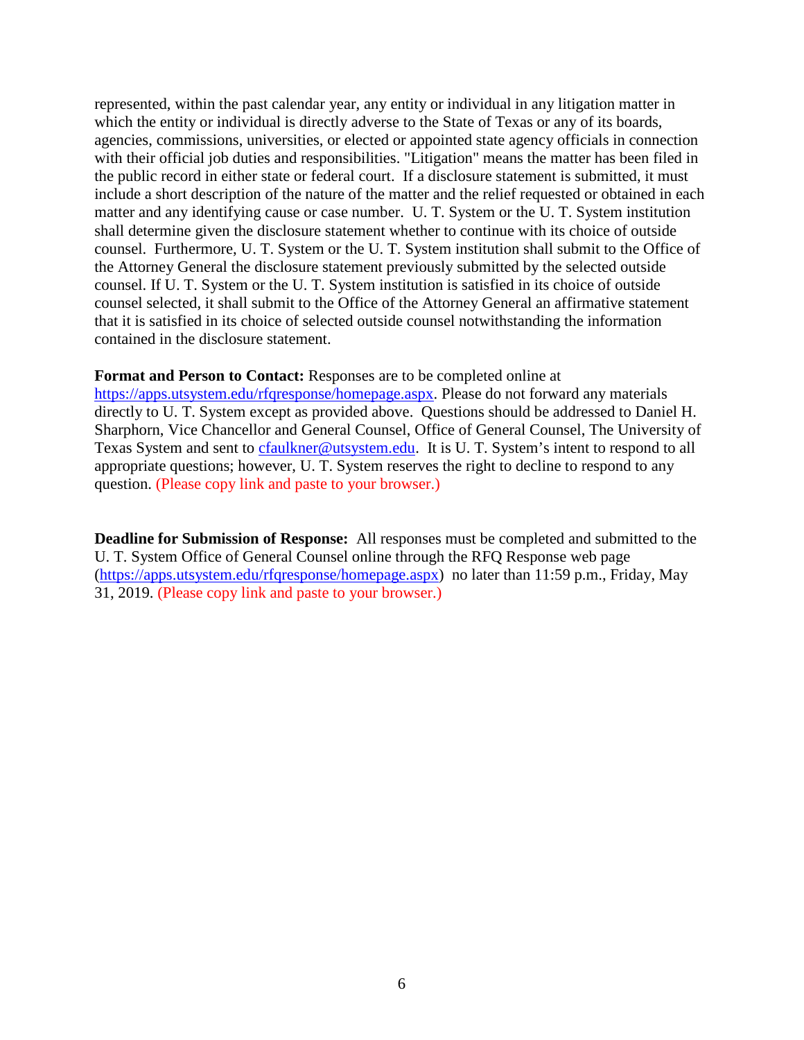represented, within the past calendar year, any entity or individual in any litigation matter in which the entity or individual is directly adverse to the State of Texas or any of its boards, agencies, commissions, universities, or elected or appointed state agency officials in connection with their official job duties and responsibilities. "Litigation" means the matter has been filed in the public record in either state or federal court. If a disclosure statement is submitted, it must include a short description of the nature of the matter and the relief requested or obtained in each matter and any identifying cause or case number. U. T. System or the U. T. System institution shall determine given the disclosure statement whether to continue with its choice of outside counsel. Furthermore, U. T. System or the U. T. System institution shall submit to the Office of the Attorney General the disclosure statement previously submitted by the selected outside counsel. If U. T. System or the U. T. System institution is satisfied in its choice of outside counsel selected, it shall submit to the Office of the Attorney General an affirmative statement that it is satisfied in its choice of selected outside counsel notwithstanding the information contained in the disclosure statement.

**Format and Person to Contact:** Responses are to be completed online at https://apps.utsystem.edu/rfqresponse/homepage.aspx. Please do not forward any materials directly to U. T. System except as provided above. Questions should be addressed to Daniel H. Sharphorn, Vice Chancellor and General Counsel, Office of General Counsel, The University of Texas System and sent to cfaulkner@utsystem.edu. It is U. T. System's intent to respond to all appropriate questions; however, U. T. System reserves the right to decline to respond to any question. (Please copy link and paste to your browser.)

**Deadline for Submission of Response:** All responses must be completed and submitted to the U. T. System Office of General Counsel online through the RFQ Response web page (https://apps.utsystem.edu/rfqresponse/homepage.aspx) no later than 11:59 p.m., Friday, May 31, 2019. (Please copy link and paste to your browser.)